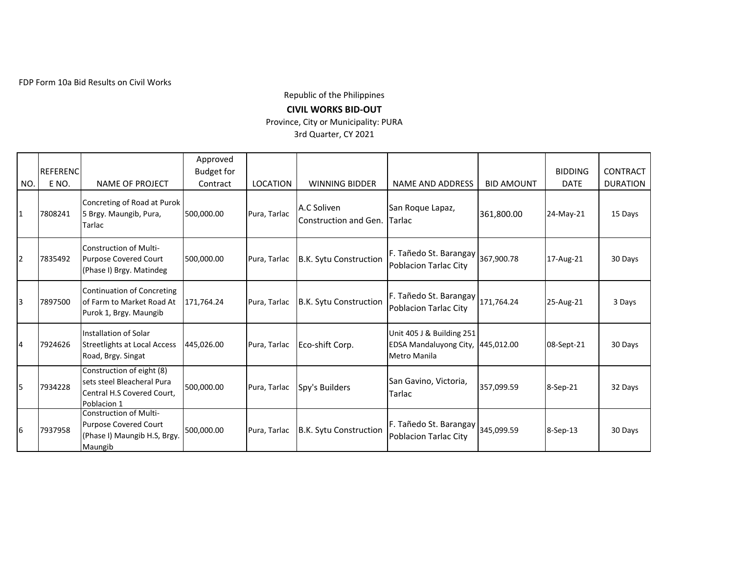FDP Form 10a Bid Results on Civil Works

Republic of the Philippines

**CIVIL WORKS BID-OUT**

Province, City or Municipality: PURA

3rd Quarter, CY 2021

| NO. | REFERENCE NO. | NAME OF PROJECT | Approved Budget for Contract | LOCATION | WINNING BIDDER | NAME AND ADDRESS | BID AMOUNT | BIDDING DATE | CONTRACT DURATION |
|---|---|---|---|---|---|---|---|---|---|
| 1 | 7808241 | Concreting of Road at Purok 5 Brgy. Maungib, Pura, Tarlac | 500,000.00 | Pura, Tarlac | A.C Soliven Construction and Gen. | San Roque Lapaz, Tarlac | 361,800.00 | 24-May-21 | 15 Days |
| 2 | 7835492 | Construction of Multi-Purpose Covered Court (Phase I) Brgy. Matindeg | 500,000.00 | Pura, Tarlac | B.K. Sytu Construction | F. Tañedo St. Barangay Poblacion Tarlac City | 367,900.78 | 17-Aug-21 | 30 Days |
| 3 | 7897500 | Continuation of Concreting of Farm to Market Road At Purok 1, Brgy. Maungib | 171,764.24 | Pura, Tarlac | B.K. Sytu Construction | F. Tañedo St. Barangay Poblacion Tarlac City | 171,764.24 | 25-Aug-21 | 3 Days |
| 4 | 7924626 | Installation of Solar Streetlights at Local Access Road, Brgy. Singat | 445,026.00 | Pura, Tarlac | Eco-shift Corp. | Unit 405 J & Building 251 EDSA Mandaluyong City, Metro Manila | 445,012.00 | 08-Sept-21 | 30 Days |
| 5 | 7934228 | Construction of eight (8) sets steel Bleacheral Pura Central H.S Covered Court, Poblacion 1 | 500,000.00 | Pura, Tarlac | Spy's Builders | San Gavino, Victoria, Tarlac | 357,099.59 | 8-Sep-21 | 32 Days |
| 6 | 7937958 | Construction of Multi-Purpose Covered Court (Phase I) Maungib H.S, Brgy. Maungib | 500,000.00 | Pura, Tarlac | B.K. Sytu Construction | F. Tañedo St. Barangay Poblacion Tarlac City | 345,099.59 | 8-Sep-13 | 30 Days |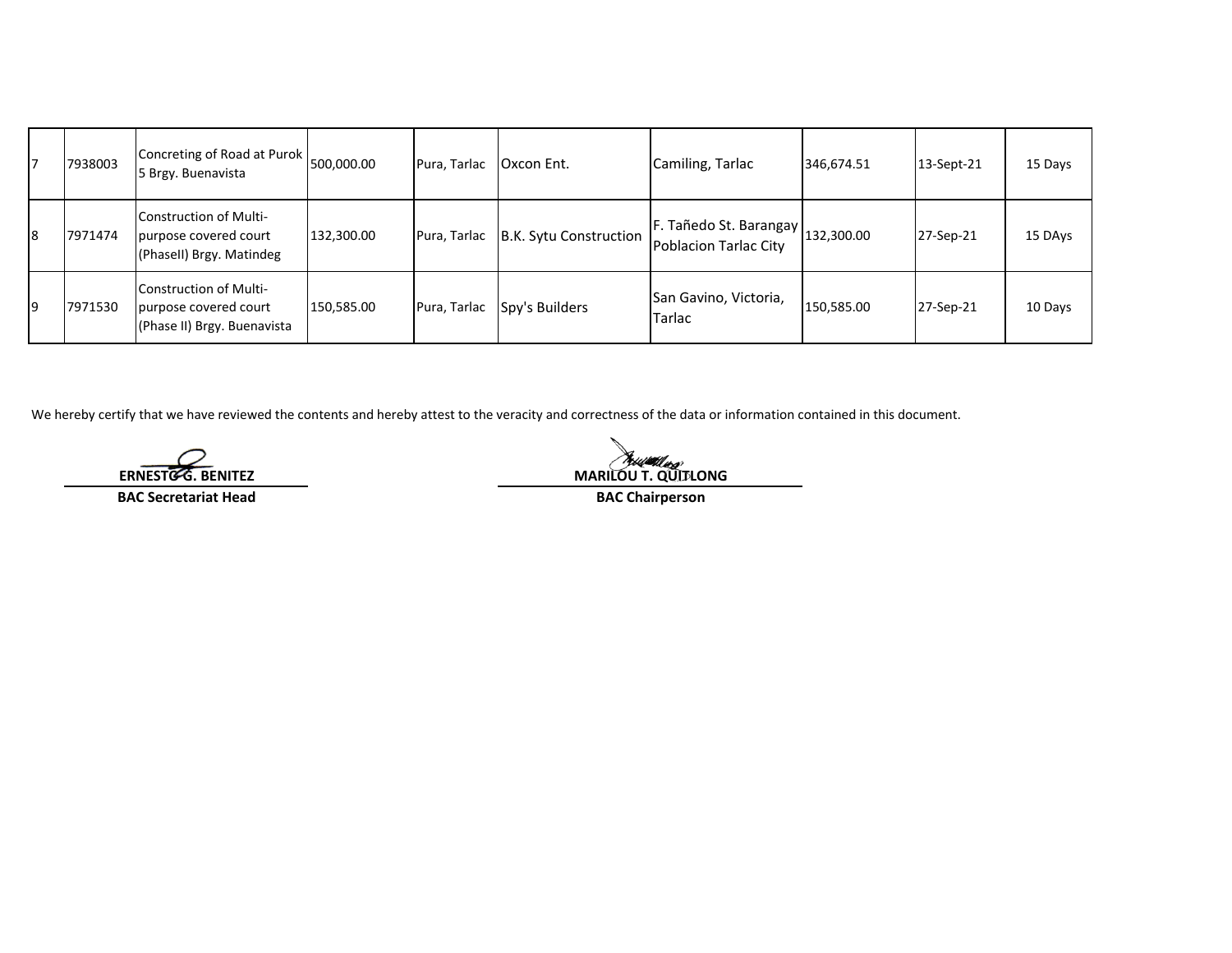| | | | | | | | | | |
|---|---|---|---|---|---|---|---|---|---|
| 7 | 7938003 | Concreting of Road at Purok 5 Brgy. Buenavista | 500,000.00 | Pura, Tarlac | Oxcon Ent. | Camiling, Tarlac | 346,674.51 | 13-Sept-21 | 15 Days |
| 8 | 7971474 | Construction of Multi-purpose covered court (PhaseII) Brgy. Matindeg | 132,300.00 | Pura, Tarlac | B.K. Sytu Construction | F. Tañedo St. Barangay Poblacion Tarlac City | 132,300.00 | 27-Sep-21 | 15 DAys |
| 9 | 7971530 | Construction of Multi-purpose covered court (Phase II) Brgy. Buenavista | 150,585.00 | Pura, Tarlac | Spy's Builders | San Gavino, Victoria, Tarlac | 150,585.00 | 27-Sep-21 | 10 Days |

We hereby certify that we have reviewed the contents and hereby attest to the veracity and correctness of the data or information contained in this document.

**ERNESTO G. BENITEZ**
**BAC Secretariat Head**

**MARILOU T. QUITLONG**
**BAC Chairperson**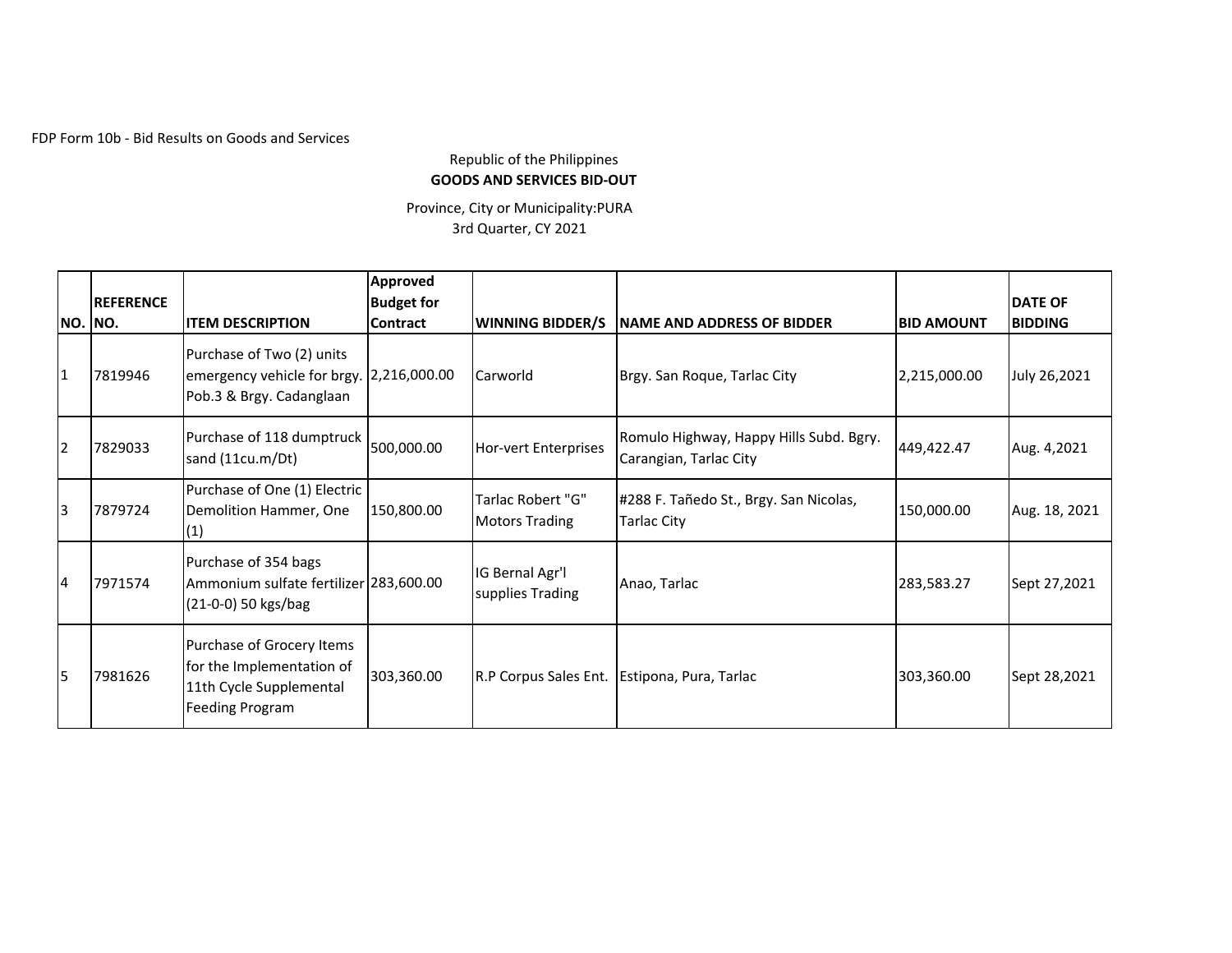FDP Form 10b - Bid Results on Goods and Services

Republic of the Philippines
**GOODS AND SERVICES BID-OUT**

Province, City or Municipality:PURA
3rd Quarter, CY 2021

| NO. | REFERENCE NO. | ITEM DESCRIPTION | Approved Budget for Contract | WINNING BIDDER/S | NAME AND ADDRESS OF BIDDER | BID AMOUNT | DATE OF BIDDING |
|---|---|---|---|---|---|---|---|
| 1 | 7819946 | Purchase of Two (2) units emergency vehicle for brgy. Pob.3 & Brgy. Cadanglaan | 2,216,000.00 | Carworld | Brgy. San Roque, Tarlac City | 2,215,000.00 | July 26,2021 |
| 2 | 7829033 | Purchase of 118 dumptruck sand (11cu.m/Dt) | 500,000.00 | Hor-vert Enterprises | Romulo Highway, Happy Hills Subd. Bgry. Carangian, Tarlac City | 449,422.47 | Aug. 4,2021 |
| 3 | 7879724 | Purchase of One (1) Electric Demolition Hammer, One (1) | 150,800.00 | Tarlac Robert "G" Motors Trading | #288 F. Tañedo St., Brgy. San Nicolas, Tarlac City | 150,000.00 | Aug. 18, 2021 |
| 4 | 7971574 | Purchase of 354 bags Ammonium sulfate fertilizer (21-0-0) 50 kgs/bag | 283,600.00 | IG Bernal Agr'l supplies Trading | Anao, Tarlac | 283,583.27 | Sept 27,2021 |
| 5 | 7981626 | Purchase of Grocery Items for the Implementation of 11th Cycle Supplemental Feeding Program | 303,360.00 | R.P Corpus Sales Ent. | Estipona, Pura, Tarlac | 303,360.00 | Sept 28,2021 |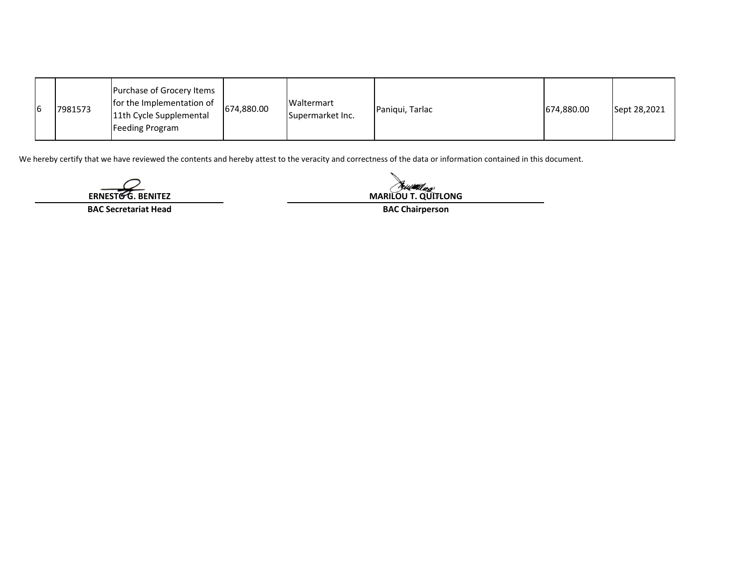| | | | | | | | |
|---|---|---|---|---|---|---|---|
| 6 | 7981573 | Purchase of Grocery Items for the Implementation of 11th Cycle Supplemental Feeding Program | 674,880.00 | Waltermart Supermarket Inc. | Paniqui, Tarlac | 674,880.00 | Sept 28,2021 |

We hereby certify that we have reviewed the contents and hereby attest to the veracity and correctness of the data or information contained in this document.

**ERNESTO G. BENITEZ**
**BAC Secretariat Head**

**MARILOU T. QUITLONG**
**BAC Chairperson**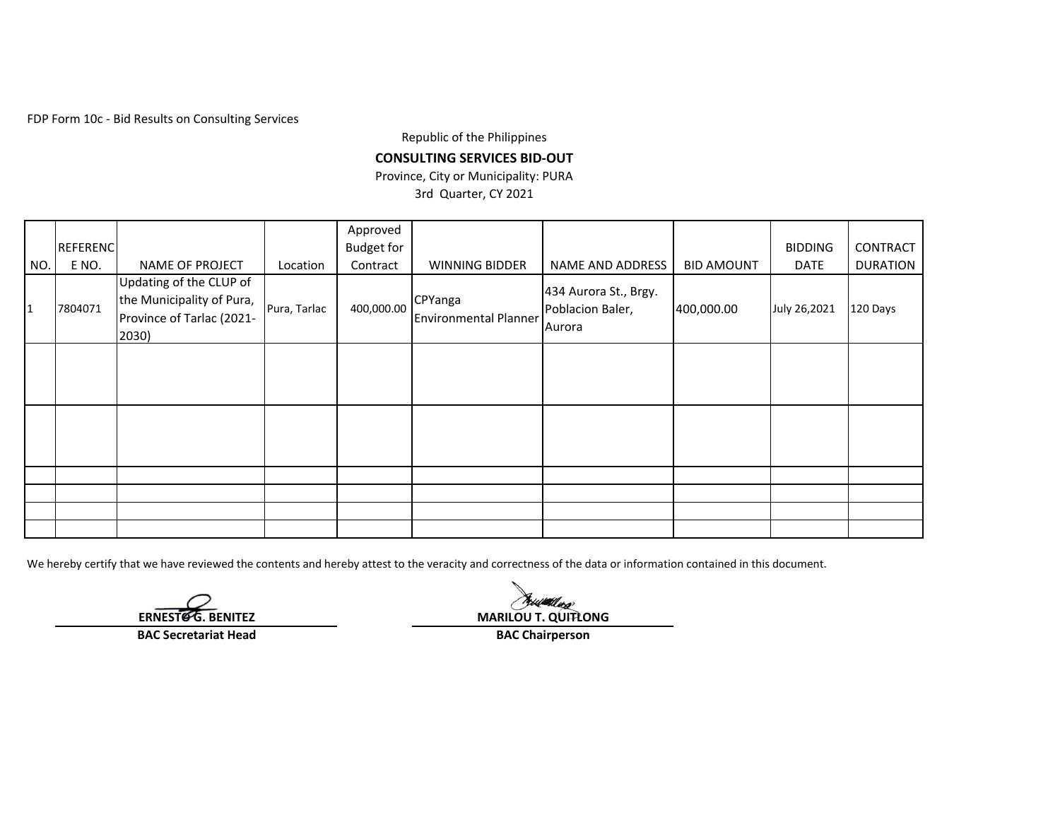FDP Form 10c - Bid Results on Consulting Services

Republic of the Philippines

**CONSULTING SERVICES BID-OUT**

Province, City or Municipality: PURA

3rd Quarter, CY 2021

| NO. | REFERENCE NO. | NAME OF PROJECT | Location | Approved Budget for Contract | WINNING BIDDER | NAME AND ADDRESS | BID AMOUNT | BIDDING DATE | CONTRACT DURATION |
|---|---|---|---|---|---|---|---|---|---|
| 1 | 7804071 | Updating of the CLUP of the Municipality of Pura, Province of Tarlac (2021-2030) | Pura, Tarlac | 400,000.00 | CPYanga Environmental Planner | 434 Aurora St., Brgy. Poblacion Baler, Aurora | 400,000.00 | July 26,2021 | 120 Days |
| | | | | | | | | | |
| | | | | | | | | | |
| | | | | | | | | | |
| | | | | | | | | | |
| | | | | | | | | | |
| | | | | | | | | | |

We hereby certify that we have reviewed the contents and hereby attest to the veracity and correctness of the data or information contained in this document.

**ERNESTO G. BENITEZ**
**BAC Secretariat Head**

**MARILOU T. QUITLONG**
**BAC Chairperson**